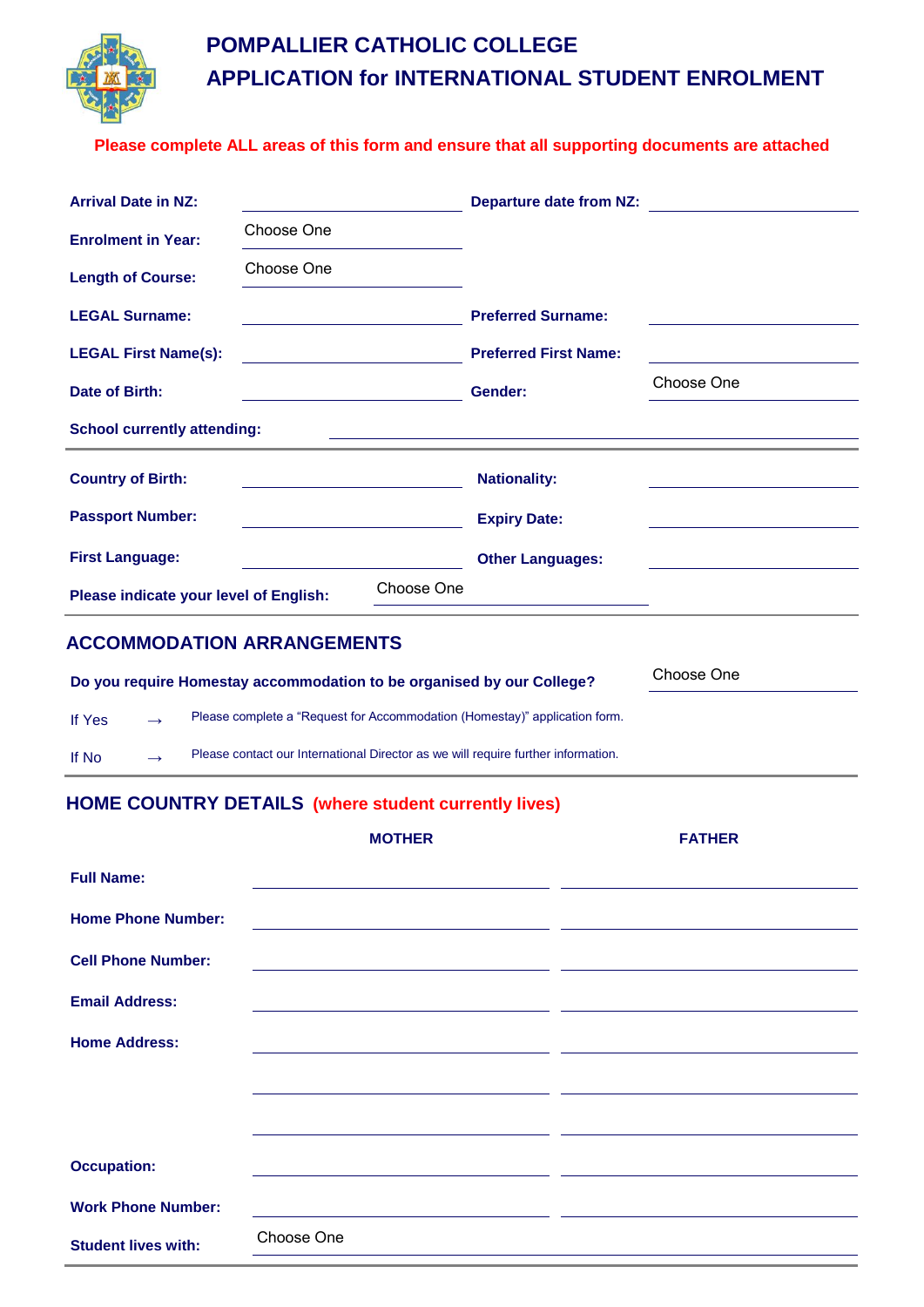# POMPALLIER CATHOLIC COLLEGE
# APPLICATION for INTERNATIONAL STUDENT ENROLMENT

**Please complete ALL areas of this form and ensure that all supporting documents are attached**

| | | | |
|---|---|---|---|
| **Arrival Date in NZ:** | | **Departure date from NZ:** | |
| **Enrolment in Year:** | Choose One | | |
| **Length of Course:** | Choose One | | |
| **LEGAL Surname:** | | **Preferred Surname:** | |
| **LEGAL First Name(s):** | | **Preferred First Name:** | |
| **Date of Birth:** | | **Gender:** | Choose One |
| **School currently attending:** | | | |

| | | | |
|---|---|---|---|
| **Country of Birth:** | | **Nationality:** | |
| **Passport Number:** | | **Expiry Date:** | |
| **First Language:** | | **Other Languages:** | |
| **Please indicate your level of English:** | Choose One | | |

## ACCOMMODATION ARRANGEMENTS

**Do you require Homestay accommodation to be organised by our College?** Choose One

If Yes → Please complete a "Request for Accommodation (Homestay)" application form.

If No → Please contact our International Director as we will require further information.

## HOME COUNTRY DETAILS (where student currently lives)

| | MOTHER | FATHER |
|---|---|---|
| **Full Name:** | | |
| **Home Phone Number:** | | |
| **Cell Phone Number:** | | |
| **Email Address:** | | |
| **Home Address:** | | |
| | | |
| | | |
| **Occupation:** | | |
| **Work Phone Number:** | | |
| **Student lives with:** | Choose One | |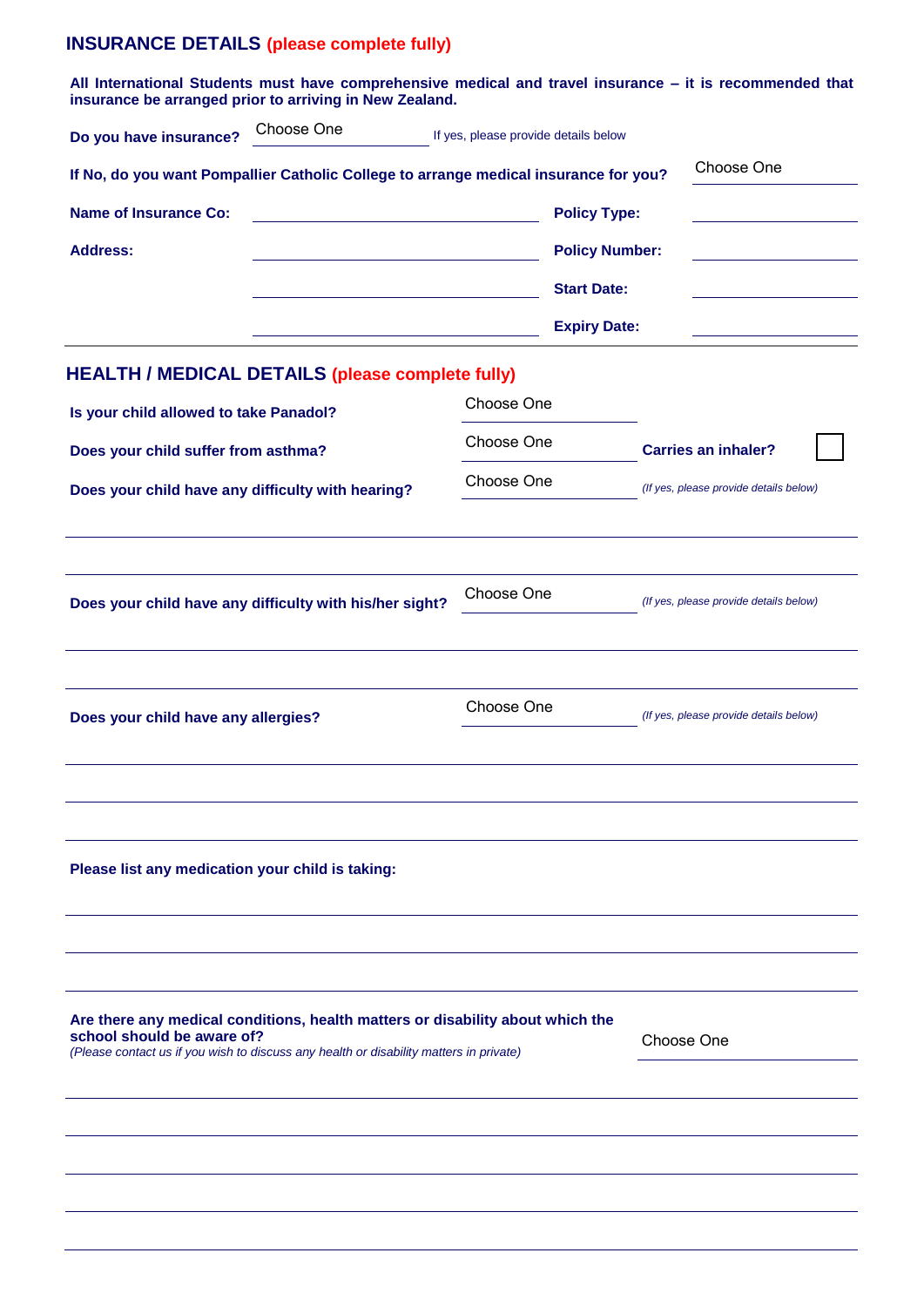## INSURANCE DETAILS (please complete fully)

**All International Students must have comprehensive medical and travel insurance – it is recommended that insurance be arranged prior to arriving in New Zealand.**

**Do you have insurance?** Choose One ______ If yes, please provide details below

**If No, do you want Pompallier Catholic College to arrange medical insurance for you?** Choose One ______

**Name of Insurance Co:** ______________________ **Policy Type:** ______________

**Address:** ______________________ **Policy Number:** ______________

______________________ **Start Date:** ______________

______________________ **Expiry Date:** ______________

## HEALTH / MEDICAL DETAILS (please complete fully)

**Is your child allowed to take Panadol?** Choose One ______

**Does your child suffer from asthma?** Choose One ______ **Carries an inhaler?** ☐

**Does your child have any difficulty with hearing?** Choose One ______ *(If yes, please provide details below)*

______________________________________________

______________________________________________

**Does your child have any difficulty with his/her sight?** Choose One ______ *(If yes, please provide details below)*

______________________________________________

______________________________________________

**Does your child have any allergies?** Choose One ______ *(If yes, please provide details below)*

______________________________________________

______________________________________________

______________________________________________

**Please list any medication your child is taking:**

______________________________________________

______________________________________________

______________________________________________

**Are there any medical conditions, health matters or disability about which the school should be aware of?** Choose One ______
*(Please contact us if you wish to discuss any health or disability matters in private)*

______________________________________________

______________________________________________

______________________________________________

______________________________________________

______________________________________________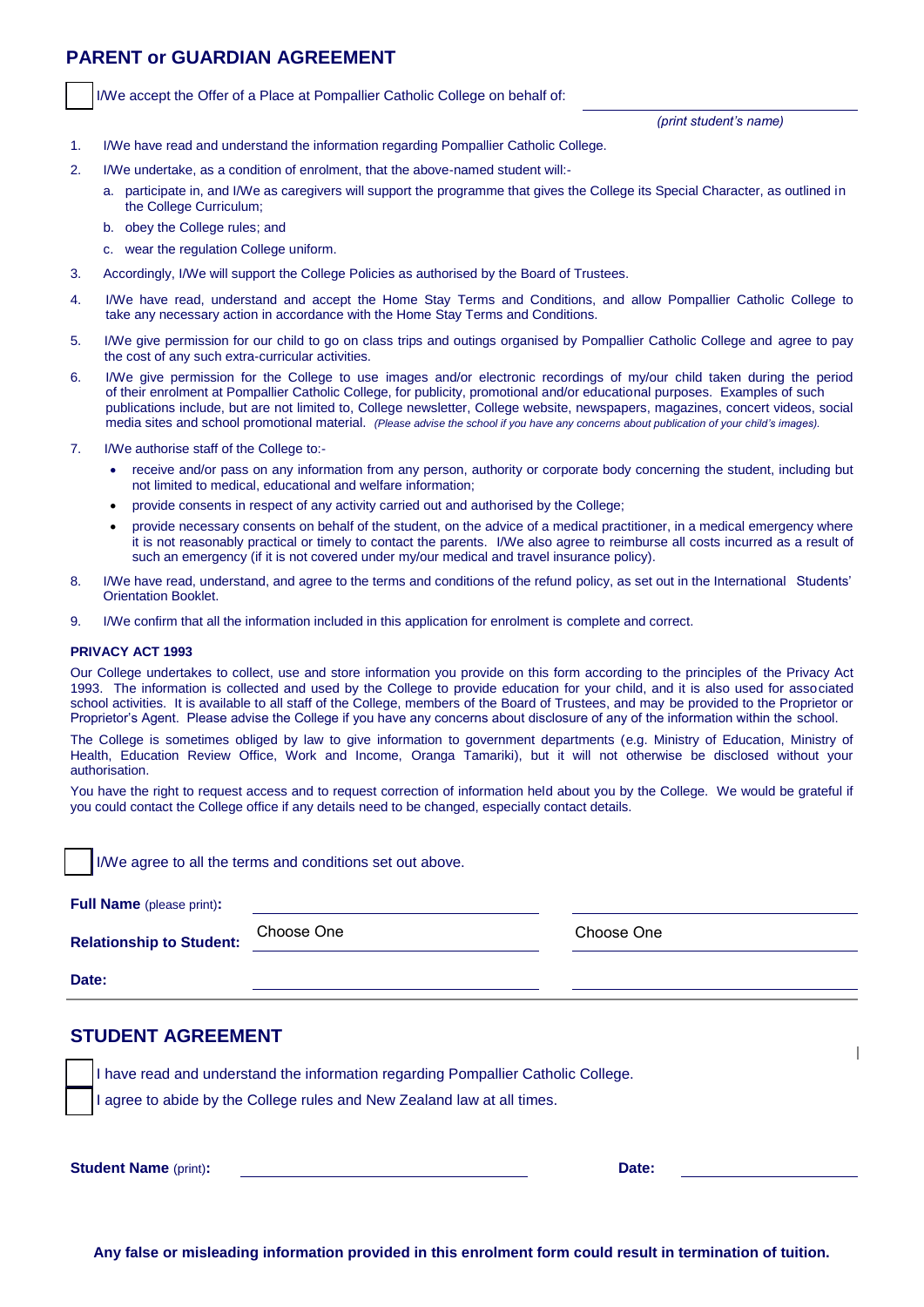## PARENT or GUARDIAN AGREEMENT

☐ I/We accept the Offer of a Place at Pompallier Catholic College on behalf of: \_\_\_\_\_\_\_\_\_\_\_\_\_\_\_\_\_\_\_\_

*(print student's name)*

1. I/We have read and understand the information regarding Pompallier Catholic College.
2. I/We undertake, as a condition of enrolment, that the above-named student will:-
   a. participate in, and I/We as caregivers will support the programme that gives the College its Special Character, as outlined in the College Curriculum;
   b. obey the College rules; and
   c. wear the regulation College uniform.
3. Accordingly, I/We will support the College Policies as authorised by the Board of Trustees.
4. I/We have read, understand and accept the Home Stay Terms and Conditions, and allow Pompallier Catholic College to take any necessary action in accordance with the Home Stay Terms and Conditions.
5. I/We give permission for our child to go on class trips and outings organised by Pompallier Catholic College and agree to pay the cost of any such extra-curricular activities.
6. I/We give permission for the College to use images and/or electronic recordings of my/our child taken during the period of their enrolment at Pompallier Catholic College, for publicity, promotional and/or educational purposes. Examples of such publications include, but are not limited to, College newsletter, College website, newspapers, magazines, concert videos, social media sites and school promotional material. *(Please advise the school if you have any concerns about publication of your child's images).*
7. I/We authorise staff of the College to:-
   - receive and/or pass on any information from any person, authority or corporate body concerning the student, including but not limited to medical, educational and welfare information;
   - provide consents in respect of any activity carried out and authorised by the College;
   - provide necessary consents on behalf of the student, on the advice of a medical practitioner, in a medical emergency where it is not reasonably practical or timely to contact the parents. I/We also agree to reimburse all costs incurred as a result of such an emergency (if it is not covered under my/our medical and travel insurance policy).
8. I/We have read, understand, and agree to the terms and conditions of the refund policy, as set out in the International Students' Orientation Booklet.
9. I/We confirm that all the information included in this application for enrolment is complete and correct.

**PRIVACY ACT 1993**

Our College undertakes to collect, use and store information you provide on this form according to the principles of the Privacy Act 1993. The information is collected and used by the College to provide education for your child, and it is also used for associated school activities. It is available to all staff of the College, members of the Board of Trustees, and may be provided to the Proprietor or Proprietor's Agent. Please advise the College if you have any concerns about disclosure of any of the information within the school.

The College is sometimes obliged by law to give information to government departments (e.g. Ministry of Education, Ministry of Health, Education Review Office, Work and Income, Oranga Tamariki), but it will not otherwise be disclosed without your authorisation.

You have the right to request access and to request correction of information held about you by the College. We would be grateful if you could contact the College office if any details need to be changed, especially contact details.

☐ I/We agree to all the terms and conditions set out above.

| | | |
|---|---|---|
| **Full Name** (please print)**:** | | |
| **Relationship to Student:** | Choose One | Choose One |
| **Date:** | | |

## STUDENT AGREEMENT

☐ I have read and understand the information regarding Pompallier Catholic College.

☐ I agree to abide by the College rules and New Zealand law at all times.

**Student Name** (print)**:** \_\_\_\_\_\_\_\_\_\_\_\_\_\_\_\_\_\_\_\_ **Date:** \_\_\_\_\_\_\_\_\_\_\_\_

**Any false or misleading information provided in this enrolment form could result in termination of tuition.**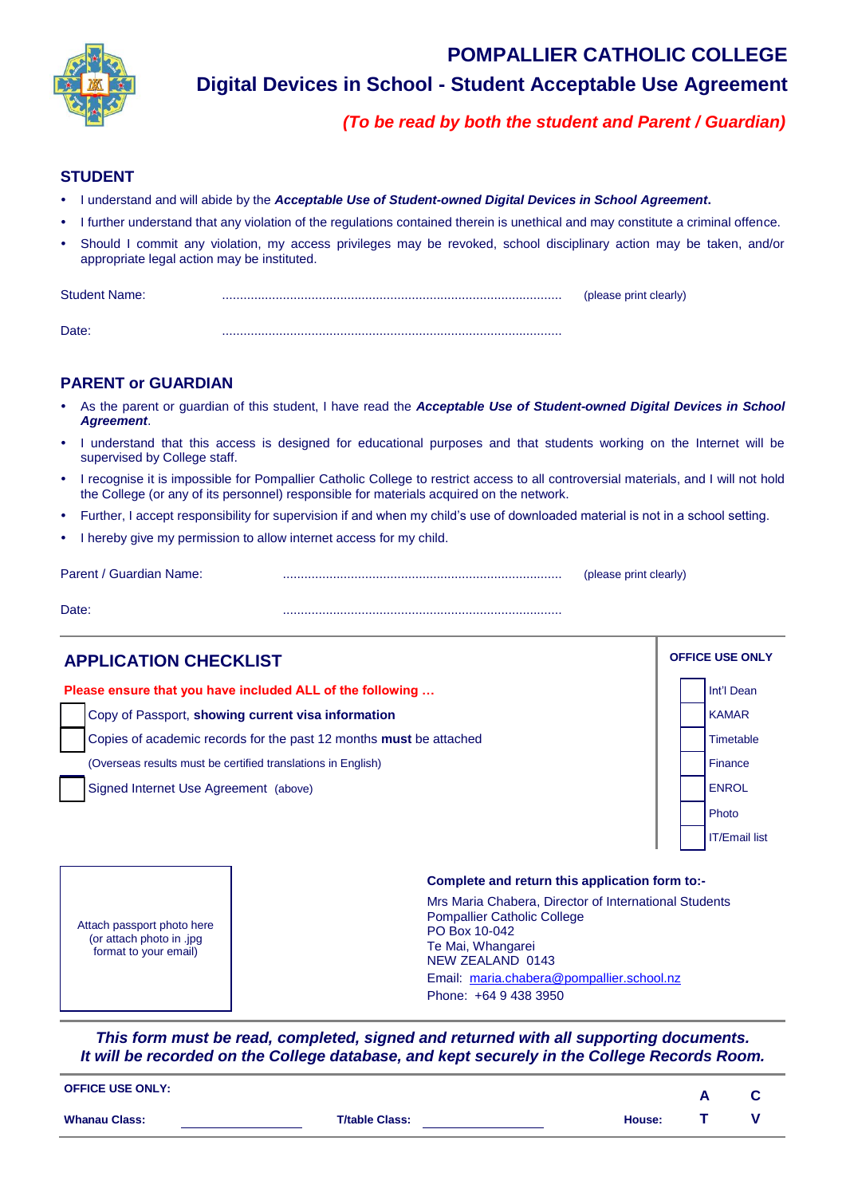# POMPALLIER CATHOLIC COLLEGE

## Digital Devices in School - Student Acceptable Use Agreement

*(To be read by both the student and Parent / Guardian)*

### STUDENT

- I understand and will abide by the ***Acceptable Use of Student-owned Digital Devices in School Agreement*.**
- I further understand that any violation of the regulations contained therein is unethical and may constitute a criminal offence.
- Should I commit any violation, my access privileges may be revoked, school disciplinary action may be taken, and/or appropriate legal action may be instituted.

Student Name: ............................................................................................... (please print clearly)

Date: ...............................................................................................

### PARENT or GUARDIAN

- As the parent or guardian of this student, I have read the ***Acceptable Use of Student-owned Digital Devices in School Agreement***.
- I understand that this access is designed for educational purposes and that students working on the Internet will be supervised by College staff.
- I recognise it is impossible for Pompallier Catholic College to restrict access to all controversial materials, and I will not hold the College (or any of its personnel) responsible for materials acquired on the network.
- Further, I accept responsibility for supervision if and when my child's use of downloaded material is not in a school setting.
- I hereby give my permission to allow internet access for my child.

Parent / Guardian Name: .............................................................................. (please print clearly)

Date: ..............................................................................

### APPLICATION CHECKLIST

**Please ensure that you have included ALL of the following …**

- [ ] Copy of Passport, **showing current visa information**
- [ ] Copies of academic records for the past 12 months **must** be attached
  (Overseas results must be certified translations in English)
- [ ] Signed Internet Use Agreement (above)

**OFFICE USE ONLY**

- [ ] Int'l Dean
- [ ] KAMAR
- [ ] Timetable
- [ ] Finance
- [ ] ENROL
- [ ] Photo
- [ ] IT/Email list

Attach passport photo here (or attach photo in .jpg format to your email)

**Complete and return this application form to:-**

Mrs Maria Chabera, Director of International Students
Pompallier Catholic College
PO Box 10-042
Te Mai, Whangarei
NEW ZEALAND 0143
Email: maria.chabera@pompallier.school.nz
Phone: +64 9 438 3950

***This form must be read, completed, signed and returned with all supporting documents. It will be recorded on the College database, and kept securely in the College Records Room.***

**OFFICE USE ONLY:**

**Whanau Class:** ____________ **T/table Class:** ____________ **House:** A C T V